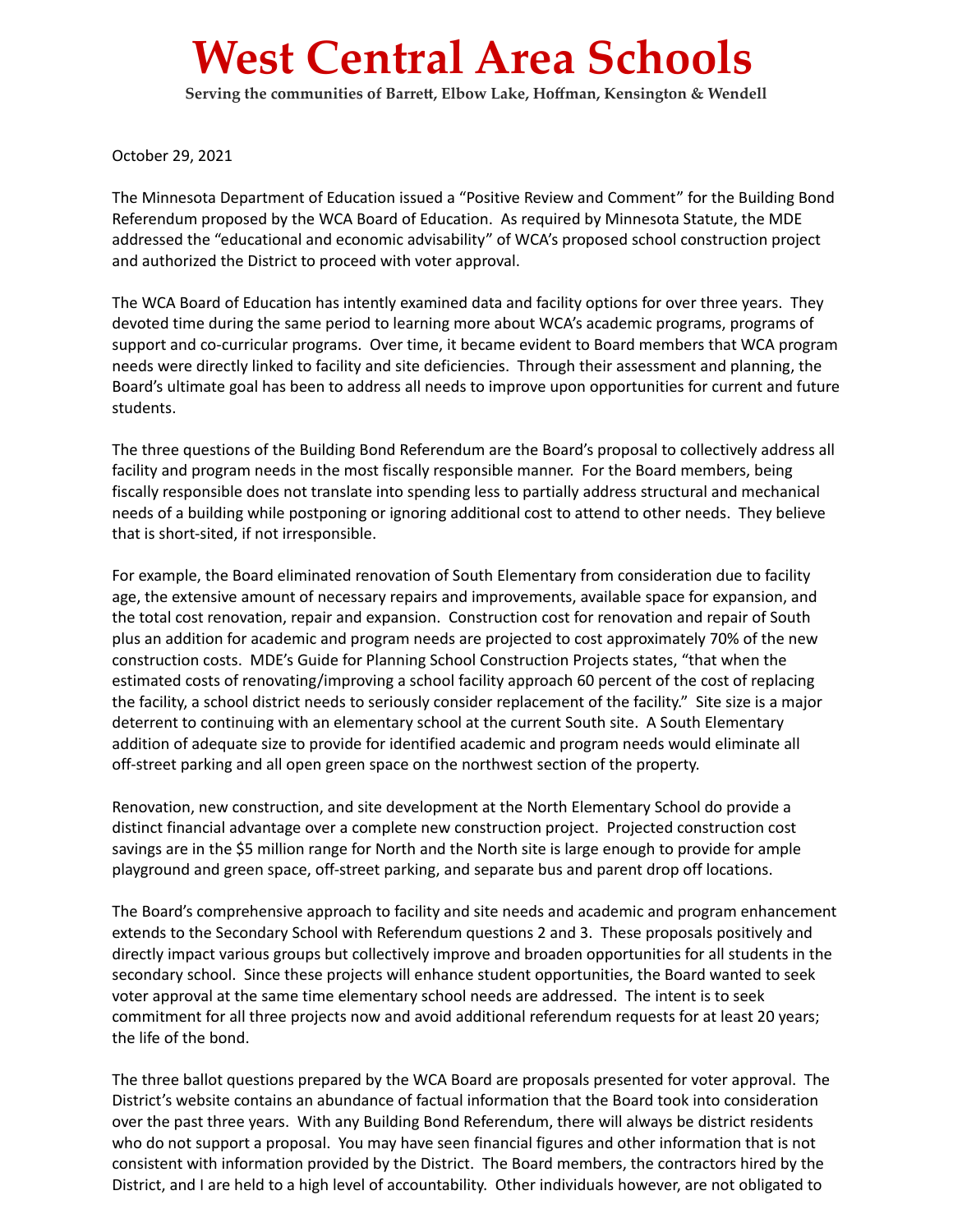# West Central Area Schools

**Serving the communities of Barrett, Elbow Lake, Hoffman, Kensington & Wendell**

October 29, 2021

The Minnesota Department of Education issued a "Positive Review and Comment" for the Building Bond Referendum proposed by the WCA Board of Education. As required by Minnesota Statute, the MDE addressed the "educational and economic advisability" of WCA's proposed school construction project and authorized the District to proceed with voter approval.

The WCA Board of Education has intently examined data and facility options for over three years. They devoted time during the same period to learning more about WCA's academic programs, programs of support and co-curricular programs. Over time, it became evident to Board members that WCA program needs were directly linked to facility and site deficiencies. Through their assessment and planning, the Board's ultimate goal has been to address all needs to improve upon opportunities for current and future students.

The three questions of the Building Bond Referendum are the Board's proposal to collectively address all facility and program needs in the most fiscally responsible manner. For the Board members, being fiscally responsible does not translate into spending less to partially address structural and mechanical needs of a building while postponing or ignoring additional cost to attend to other needs. They believe that is short-sited, if not irresponsible.

For example, the Board eliminated renovation of South Elementary from consideration due to facility age, the extensive amount of necessary repairs and improvements, available space for expansion, and the total cost renovation, repair and expansion. Construction cost for renovation and repair of South plus an addition for academic and program needs are projected to cost approximately 70% of the new construction costs. MDE's Guide for Planning School Construction Projects states, "that when the estimated costs of renovating/improving a school facility approach 60 percent of the cost of replacing the facility, a school district needs to seriously consider replacement of the facility." Site size is a major deterrent to continuing with an elementary school at the current South site. A South Elementary addition of adequate size to provide for identified academic and program needs would eliminate all off-street parking and all open green space on the northwest section of the property.

Renovation, new construction, and site development at the North Elementary School do provide a distinct financial advantage over a complete new construction project. Projected construction cost savings are in the $5 million range for North and the North site is large enough to provide for ample playground and green space, off-street parking, and separate bus and parent drop off locations.

The Board's comprehensive approach to facility and site needs and academic and program enhancement extends to the Secondary School with Referendum questions 2 and 3. These proposals positively and directly impact various groups but collectively improve and broaden opportunities for all students in the secondary school. Since these projects will enhance student opportunities, the Board wanted to seek voter approval at the same time elementary school needs are addressed. The intent is to seek commitment for all three projects now and avoid additional referendum requests for at least 20 years; the life of the bond.

The three ballot questions prepared by the WCA Board are proposals presented for voter approval. The District's website contains an abundance of factual information that the Board took into consideration over the past three years. With any Building Bond Referendum, there will always be district residents who do not support a proposal. You may have seen financial figures and other information that is not consistent with information provided by the District. The Board members, the contractors hired by the District, and I are held to a high level of accountability. Other individuals however, are not obligated to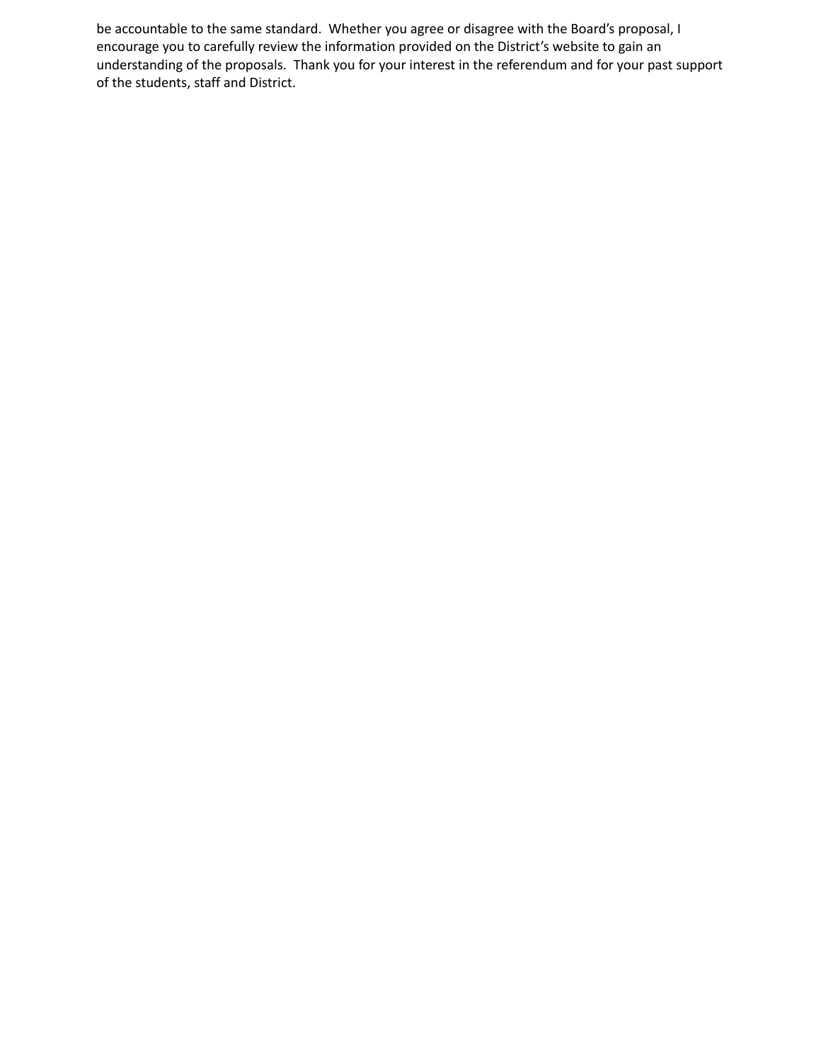be accountable to the same standard. Whether you agree or disagree with the Board's proposal, I encourage you to carefully review the information provided on the District's website to gain an understanding of the proposals. Thank you for your interest in the referendum and for your past support of the students, staff and District.